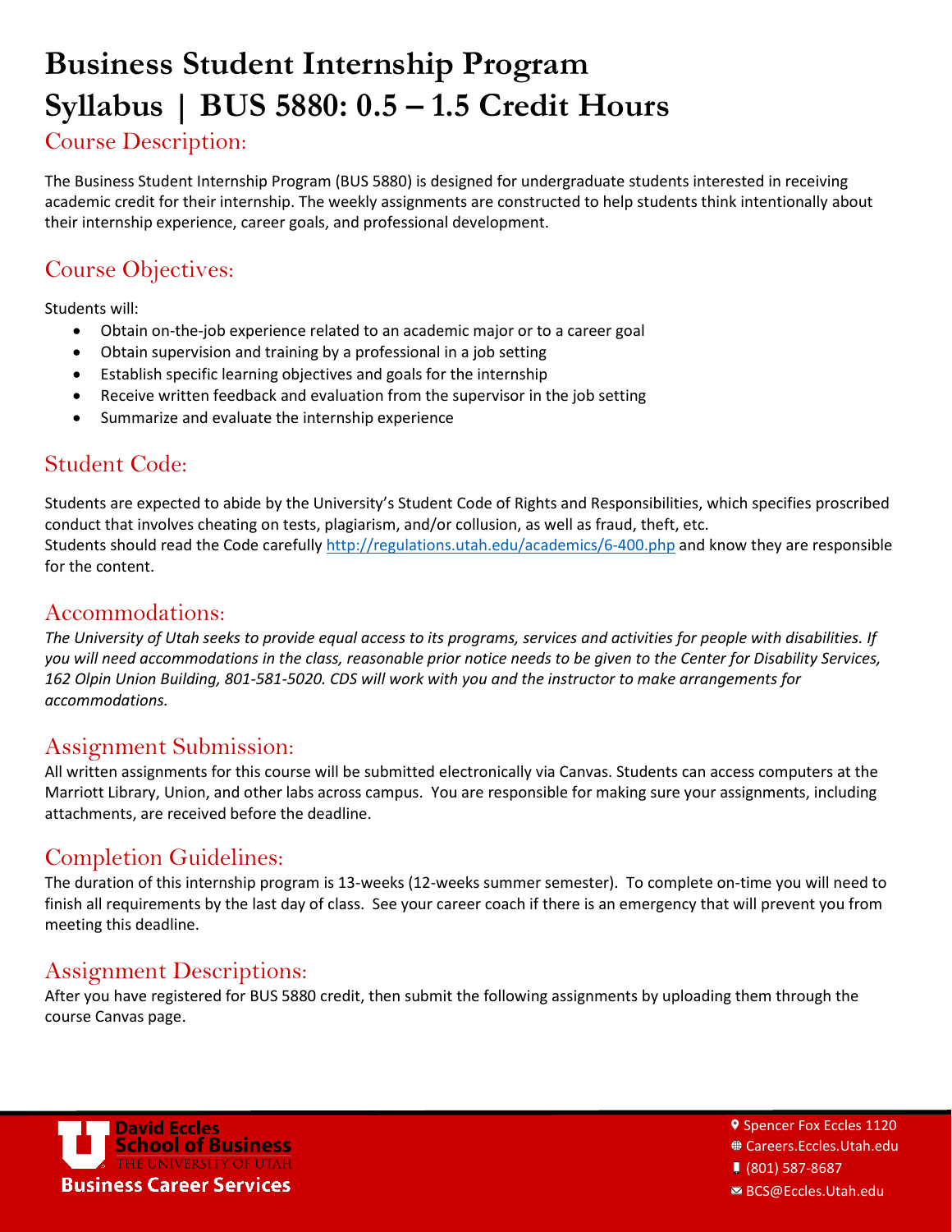# Business Student Internship Program Syllabus | BUS 5880: 0.5 – 1.5 Credit Hours

## Course Description:

The Business Student Internship Program (BUS 5880) is designed for undergraduate students interested in receiving academic credit for their internship. The weekly assignments are constructed to help students think intentionally about their internship experience, career goals, and professional development.

## Course Objectives:

Students will:

- Obtain on-the-job experience related to an academic major or to a career goal
- Obtain supervision and training by a professional in a job setting
- Establish specific learning objectives and goals for the internship
- Receive written feedback and evaluation from the supervisor in the job setting
- Summarize and evaluate the internship experience

## Student Code:

Students are expected to abide by the University's Student Code of Rights and Responsibilities, which specifies proscribed conduct that involves cheating on tests, plagiarism, and/or collusion, as well as fraud, theft, etc.
Students should read the Code carefully http://regulations.utah.edu/academics/6-400.php and know they are responsible for the content.

## Accommodations:

*The University of Utah seeks to provide equal access to its programs, services and activities for people with disabilities. If you will need accommodations in the class, reasonable prior notice needs to be given to the Center for Disability Services, 162 Olpin Union Building, 801-581-5020. CDS will work with you and the instructor to make arrangements for accommodations.*

## Assignment Submission:

All written assignments for this course will be submitted electronically via Canvas. Students can access computers at the Marriott Library, Union, and other labs across campus. You are responsible for making sure your assignments, including attachments, are received before the deadline.

## Completion Guidelines:

The duration of this internship program is 13-weeks (12-weeks summer semester). To complete on-time you will need to finish all requirements by the last day of class. See your career coach if there is an emergency that will prevent you from meeting this deadline.

## Assignment Descriptions:

After you have registered for BUS 5880 credit, then submit the following assignments by uploading them through the course Canvas page.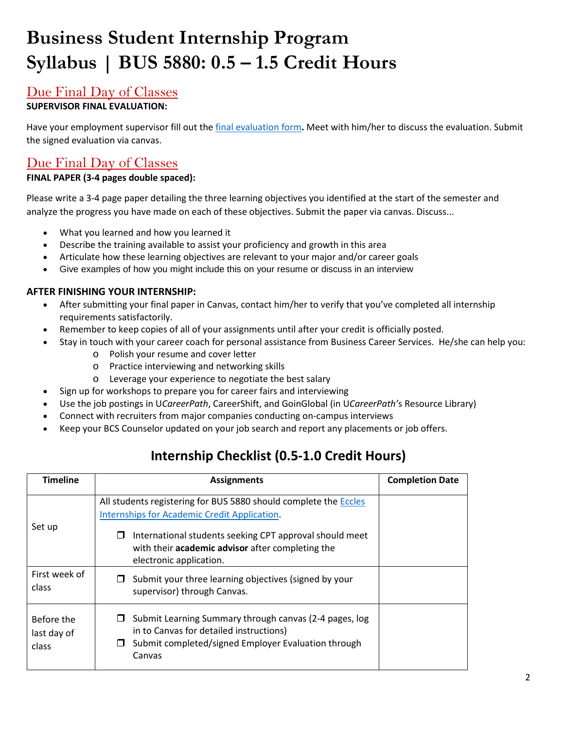# Business Student Internship Program Syllabus | BUS 5880: 0.5 – 1.5 Credit Hours

## Due Final Day of Classes

**SUPERVISOR FINAL EVALUATION:**

Have your employment supervisor fill out the final evaluation form**.** Meet with him/her to discuss the evaluation. Submit the signed evaluation via canvas.

## Due Final Day of Classes

**FINAL PAPER (3-4 pages double spaced):**

Please write a 3-4 page paper detailing the three learning objectives you identified at the start of the semester and analyze the progress you have made on each of these objectives. Submit the paper via canvas. Discuss...

- What you learned and how you learned it
- Describe the training available to assist your proficiency and growth in this area
- Articulate how these learning objectives are relevant to your major and/or career goals
- Give examples of how you might include this on your resume or discuss in an interview

**AFTER FINISHING YOUR INTERNSHIP:**

- After submitting your final paper in Canvas, contact him/her to verify that you've completed all internship requirements satisfactorily.
- Remember to keep copies of all of your assignments until after your credit is officially posted.
- Stay in touch with your career coach for personal assistance from Business Career Services. He/she can help you:
    - Polish your resume and cover letter
    - Practice interviewing and networking skills
    - Leverage your experience to negotiate the best salary
- Sign up for workshops to prepare you for career fairs and interviewing
- Use the job postings in U*CareerPath*, CareerShift, and GoinGlobal (in U*CareerPath'*s Resource Library)
- Connect with recruiters from major companies conducting on-campus interviews
- Keep your BCS Counselor updated on your job search and report any placements or job offers.

## Internship Checklist (0.5-1.0 Credit Hours)

| Timeline | Assignments | Completion Date |
|---|---|---|
| Set up | All students registering for BUS 5880 should complete the Eccles Internships for Academic Credit Application.<br>❒ International students seeking CPT approval should meet with their **academic advisor** after completing the electronic application. | |
| First week of class | ❒ Submit your three learning objectives (signed by your supervisor) through Canvas. | |
| Before the last day of class | ❒ Submit Learning Summary through canvas (2-4 pages, log in to Canvas for detailed instructions)<br>❒ Submit completed/signed Employer Evaluation through Canvas | |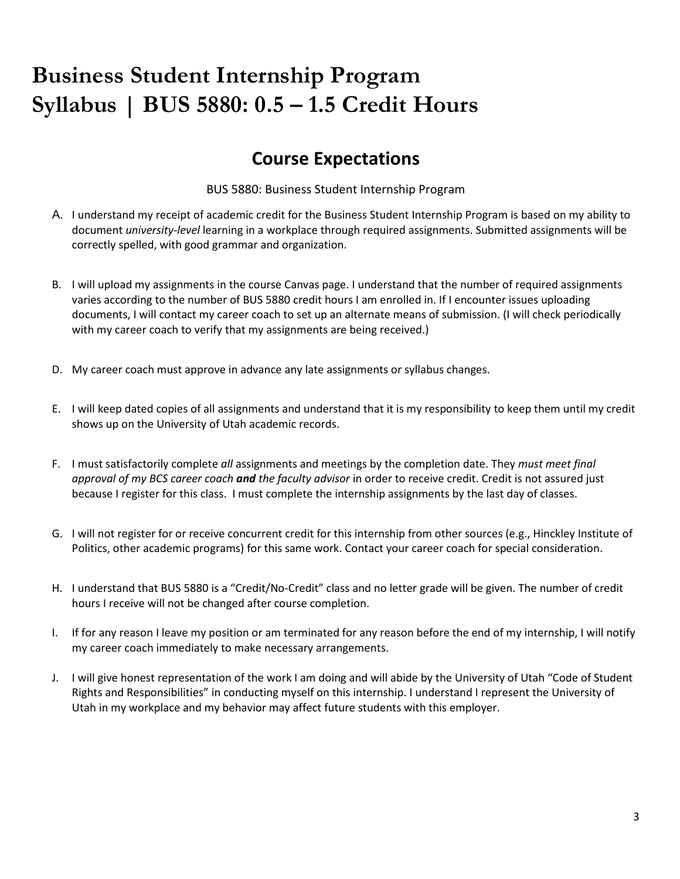# Business Student Internship Program
# Syllabus | BUS 5880: 0.5 – 1.5 Credit Hours

## Course Expectations

BUS 5880: Business Student Internship Program

A. I understand my receipt of academic credit for the Business Student Internship Program is based on my ability to document *university-level* learning in a workplace through required assignments. Submitted assignments will be correctly spelled, with good grammar and organization.

B. I will upload my assignments in the course Canvas page. I understand that the number of required assignments varies according to the number of BUS 5880 credit hours I am enrolled in. If I encounter issues uploading documents, I will contact my career coach to set up an alternate means of submission. (I will check periodically with my career coach to verify that my assignments are being received.)

D. My career coach must approve in advance any late assignments or syllabus changes.

E. I will keep dated copies of all assignments and understand that it is my responsibility to keep them until my credit shows up on the University of Utah academic records.

F. I must satisfactorily complete *all* assignments and meetings by the completion date. They *must meet final approval of my BCS career coach* ***and*** *the faculty advisor* in order to receive credit. Credit is not assured just because I register for this class. I must complete the internship assignments by the last day of classes.

G. I will not register for or receive concurrent credit for this internship from other sources (e.g., Hinckley Institute of Politics, other academic programs) for this same work. Contact your career coach for special consideration.

H. I understand that BUS 5880 is a "Credit/No-Credit" class and no letter grade will be given. The number of credit hours I receive will not be changed after course completion.

I. If for any reason I leave my position or am terminated for any reason before the end of my internship, I will notify my career coach immediately to make necessary arrangements.

J. I will give honest representation of the work I am doing and will abide by the University of Utah "Code of Student Rights and Responsibilities" in conducting myself on this internship. I understand I represent the University of Utah in my workplace and my behavior may affect future students with this employer.